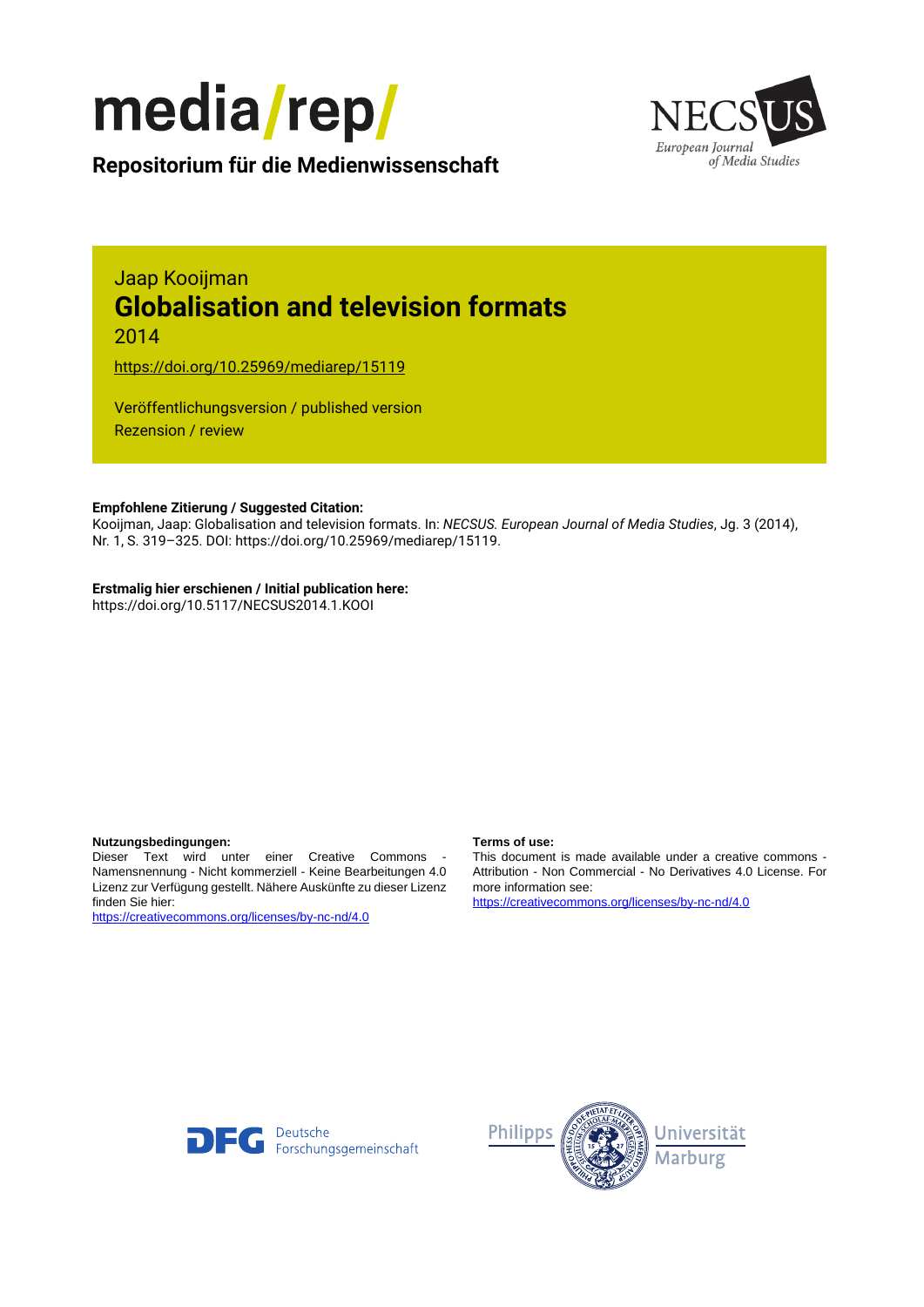media/rep/

**Repositorium für die Medienwissenschaft**

Jaap Kooijman

# Globalisation and television formats

2014

https://doi.org/10.25969/mediarep/15119

Veröffentlichungsversion / published version
Rezension / review

**Empfohlene Zitierung / Suggested Citation:**
Kooijman, Jaap: Globalisation and television formats. In: *NECSUS. European Journal of Media Studies*, Jg. 3 (2014), Nr. 1, S. 319–325. DOI: https://doi.org/10.25969/mediarep/15119.

**Erstmalig hier erschienen / Initial publication here:**
https://doi.org/10.5117/NECSUS2014.1.KOOI

**Nutzungsbedingungen:**
Dieser Text wird unter einer Creative Commons - Namensnennung - Nicht kommerziell - Keine Bearbeitungen 4.0 Lizenz zur Verfügung gestellt. Nähere Auskünfte zu dieser Lizenz finden Sie hier:
https://creativecommons.org/licenses/by-nc-nd/4.0

**Terms of use:**
This document is made available under a creative commons - Attribution - Non Commercial - No Derivatives 4.0 License. For more information see:
https://creativecommons.org/licenses/by-nc-nd/4.0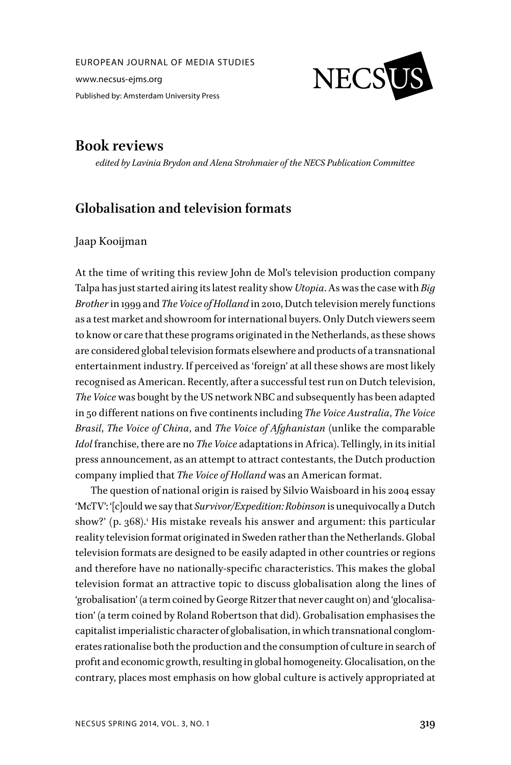# Book reviews

*edited by Lavinia Brydon and Alena Strohmaier of the NECS Publication Committee*

## Globalisation and television formats

Jaap Kooijman

At the time of writing this review John de Mol's television production company Talpa has just started airing its latest reality show *Utopia*. As was the case with *Big Brother* in 1999 and *The Voice of Holland* in 2010, Dutch television merely functions as a test market and showroom for international buyers. Only Dutch viewers seem to know or care that these programs originated in the Netherlands, as these shows are considered global television formats elsewhere and products of a transnational entertainment industry. If perceived as 'foreign' at all these shows are most likely recognised as American. Recently, after a successful test run on Dutch television, *The Voice* was bought by the US network NBC and subsequently has been adapted in 50 different nations on five continents including *The Voice Australia*, *The Voice Brasil*, *The Voice of China*, and *The Voice of Afghanistan* (unlike the comparable *Idol* franchise, there are no *The Voice* adaptations in Africa). Tellingly, in its initial press announcement, as an attempt to attract contestants, the Dutch production company implied that *The Voice of Holland* was an American format.

The question of national origin is raised by Silvio Waisboard in his 2004 essay 'McTV': '[c]ould we say that *Survivor/Expedition: Robinson* is unequivocally a Dutch show?' (p. 368).[1] His mistake reveals his answer and argument: this particular reality television format originated in Sweden rather than the Netherlands. Global television formats are designed to be easily adapted in other countries or regions and therefore have no nationally-specific characteristics. This makes the global television format an attractive topic to discuss globalisation along the lines of 'grobalisation' (a term coined by George Ritzer that never caught on) and 'glocalisation' (a term coined by Roland Robertson that did). Grobalisation emphasises the capitalist imperialistic character of globalisation, in which transnational conglomerates rationalise both the production and the consumption of culture in search of profit and economic growth, resulting in global homogeneity. Glocalisation, on the contrary, places most emphasis on how global culture is actively appropriated at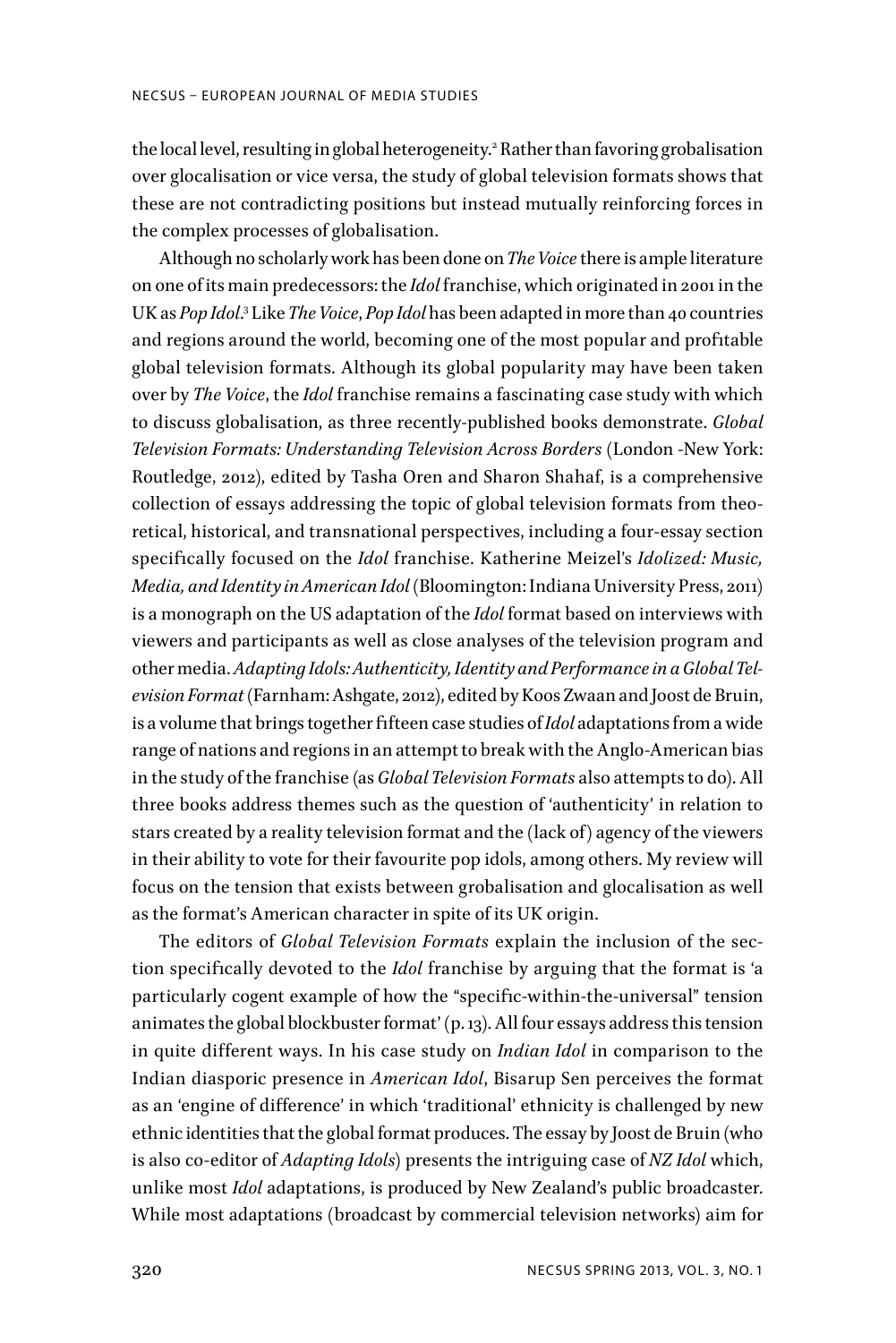the local level, resulting in global heterogeneity.[2] Rather than favoring grobalisation over glocalisation or vice versa, the study of global television formats shows that these are not contradicting positions but instead mutually reinforcing forces in the complex processes of globalisation.

Although no scholarly work has been done on *The Voice* there is ample literature on one of its main predecessors: the *Idol* franchise, which originated in 2001 in the UK as *Pop Idol*.[3] Like *The Voice*, *Pop Idol* has been adapted in more than 40 countries and regions around the world, becoming one of the most popular and profitable global television formats. Although its global popularity may have been taken over by *The Voice*, the *Idol* franchise remains a fascinating case study with which to discuss globalisation, as three recently-published books demonstrate. *Global Television Formats: Understanding Television Across Borders* (London -New York: Routledge, 2012), edited by Tasha Oren and Sharon Shahaf, is a comprehensive collection of essays addressing the topic of global television formats from theoretical, historical, and transnational perspectives, including a four-essay section specifically focused on the *Idol* franchise. Katherine Meizel's *Idolized: Music, Media, and Identity in American Idol* (Bloomington: Indiana University Press, 2011) is a monograph on the US adaptation of the *Idol* format based on interviews with viewers and participants as well as close analyses of the television program and other media. *Adapting Idols: Authenticity, Identity and Performance in a Global Television Format* (Farnham: Ashgate, 2012), edited by Koos Zwaan and Joost de Bruin, is a volume that brings together fifteen case studies of *Idol* adaptations from a wide range of nations and regions in an attempt to break with the Anglo-American bias in the study of the franchise (as *Global Television Formats* also attempts to do). All three books address themes such as the question of 'authenticity' in relation to stars created by a reality television format and the (lack of) agency of the viewers in their ability to vote for their favourite pop idols, among others. My review will focus on the tension that exists between grobalisation and glocalisation as well as the format's American character in spite of its UK origin.

The editors of *Global Television Formats* explain the inclusion of the section specifically devoted to the *Idol* franchise by arguing that the format is 'a particularly cogent example of how the "specific-within-the-universal" tension animates the global blockbuster format' (p. 13). All four essays address this tension in quite different ways. In his case study on *Indian Idol* in comparison to the Indian diasporic presence in *American Idol*, Bisarup Sen perceives the format as an 'engine of difference' in which 'traditional' ethnicity is challenged by new ethnic identities that the global format produces. The essay by Joost de Bruin (who is also co-editor of *Adapting Idols*) presents the intriguing case of *NZ Idol* which, unlike most *Idol* adaptations, is produced by New Zealand's public broadcaster. While most adaptations (broadcast by commercial television networks) aim for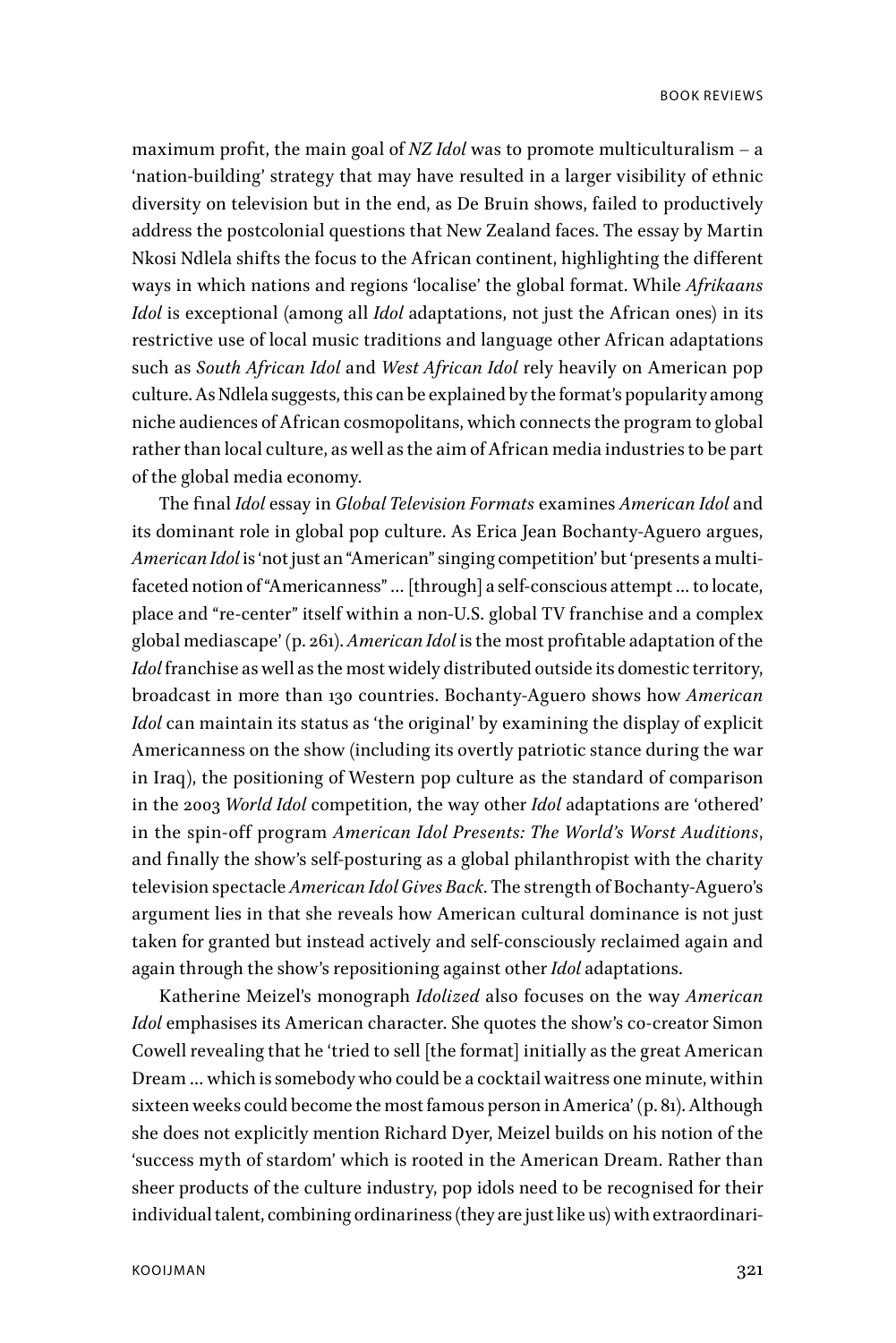maximum profit, the main goal of *NZ Idol* was to promote multiculturalism – a 'nation-building' strategy that may have resulted in a larger visibility of ethnic diversity on television but in the end, as De Bruin shows, failed to productively address the postcolonial questions that New Zealand faces. The essay by Martin Nkosi Ndlela shifts the focus to the African continent, highlighting the different ways in which nations and regions 'localise' the global format. While *Afrikaans Idol* is exceptional (among all *Idol* adaptations, not just the African ones) in its restrictive use of local music traditions and language other African adaptations such as *South African Idol* and *West African Idol* rely heavily on American pop culture. As Ndlela suggests, this can be explained by the format's popularity among niche audiences of African cosmopolitans, which connects the program to global rather than local culture, as well as the aim of African media industries to be part of the global media economy.

The final *Idol* essay in *Global Television Formats* examines *American Idol* and its dominant role in global pop culture. As Erica Jean Bochanty-Aguero argues, *American Idol* is 'not just an "American" singing competition' but 'presents a multi-faceted notion of "Americanness" ... [through] a self-conscious attempt ... to locate, place and "re-center" itself within a non-U.S. global TV franchise and a complex global mediascape' (p. 261). *American Idol* is the most profitable adaptation of the *Idol* franchise as well as the most widely distributed outside its domestic territory, broadcast in more than 130 countries. Bochanty-Aguero shows how *American Idol* can maintain its status as 'the original' by examining the display of explicit Americanness on the show (including its overtly patriotic stance during the war in Iraq), the positioning of Western pop culture as the standard of comparison in the 2003 *World Idol* competition, the way other *Idol* adaptations are 'othered' in the spin-off program *American Idol Presents: The World's Worst Auditions*, and finally the show's self-posturing as a global philanthropist with the charity television spectacle *American Idol Gives Back*. The strength of Bochanty-Aguero's argument lies in that she reveals how American cultural dominance is not just taken for granted but instead actively and self-consciously reclaimed again and again through the show's repositioning against other *Idol* adaptations.

Katherine Meizel's monograph *Idolized* also focuses on the way *American Idol* emphasises its American character. She quotes the show's co-creator Simon Cowell revealing that he 'tried to sell [the format] initially as the great American Dream ... which is somebody who could be a cocktail waitress one minute, within sixteen weeks could become the most famous person in America' (p. 81). Although she does not explicitly mention Richard Dyer, Meizel builds on his notion of the 'success myth of stardom' which is rooted in the American Dream. Rather than sheer products of the culture industry, pop idols need to be recognised for their individual talent, combining ordinariness (they are just like us) with extraordinari-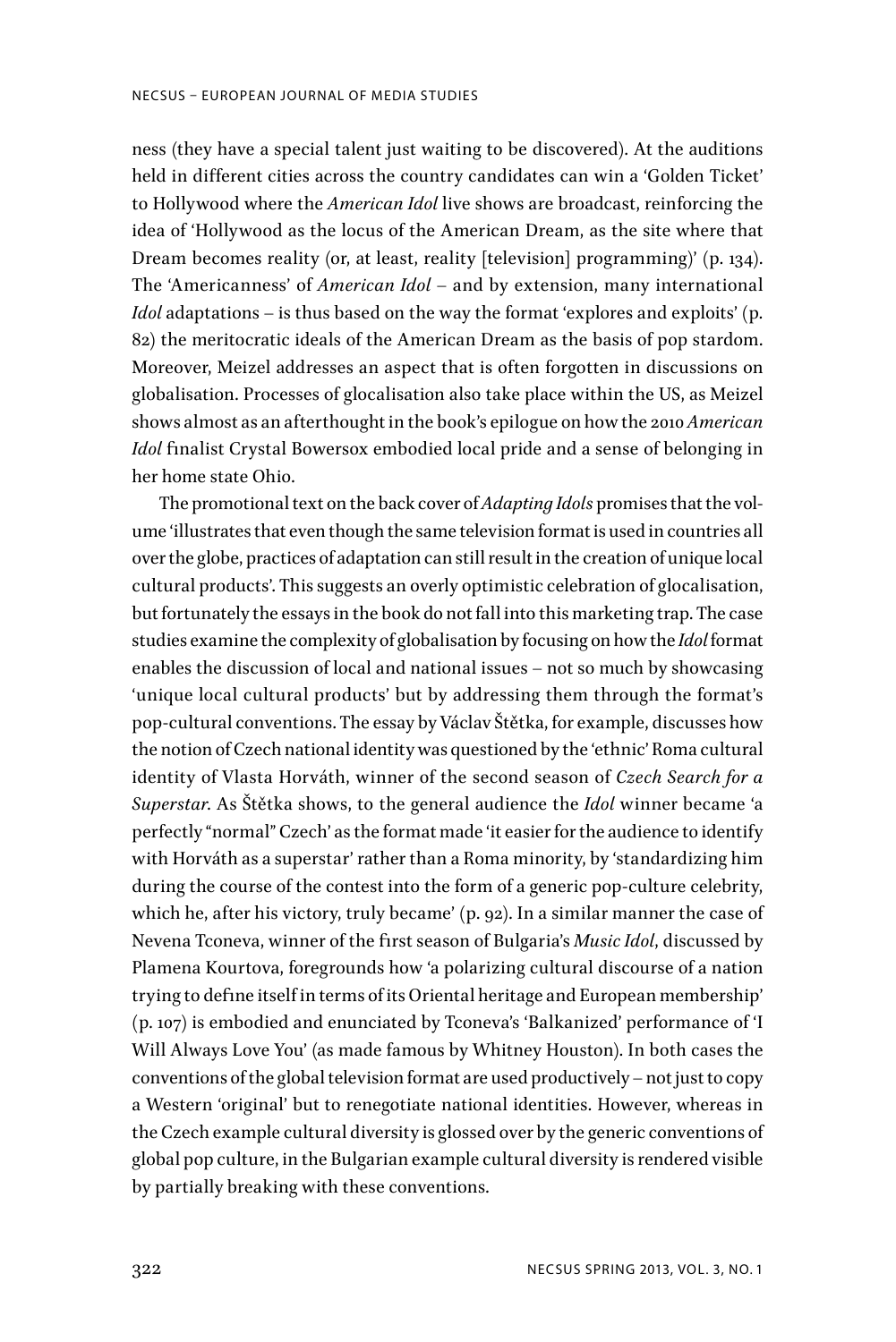ness (they have a special talent just waiting to be discovered). At the auditions held in different cities across the country candidates can win a 'Golden Ticket' to Hollywood where the *American Idol* live shows are broadcast, reinforcing the idea of 'Hollywood as the locus of the American Dream, as the site where that Dream becomes reality (or, at least, reality [television] programming)' (p. 134). The 'Americanness' of *American Idol* – and by extension, many international *Idol* adaptations – is thus based on the way the format 'explores and exploits' (p. 82) the meritocratic ideals of the American Dream as the basis of pop stardom. Moreover, Meizel addresses an aspect that is often forgotten in discussions on globalisation. Processes of glocalisation also take place within the US, as Meizel shows almost as an afterthought in the book's epilogue on how the 2010 *American Idol* finalist Crystal Bowersox embodied local pride and a sense of belonging in her home state Ohio.

The promotional text on the back cover of *Adapting Idols* promises that the volume 'illustrates that even though the same television format is used in countries all over the globe, practices of adaptation can still result in the creation of unique local cultural products'. This suggests an overly optimistic celebration of glocalisation, but fortunately the essays in the book do not fall into this marketing trap. The case studies examine the complexity of globalisation by focusing on how the *Idol* format enables the discussion of local and national issues – not so much by showcasing 'unique local cultural products' but by addressing them through the format's pop-cultural conventions. The essay by Václav Štětka, for example, discusses how the notion of Czech national identity was questioned by the 'ethnic' Roma cultural identity of Vlasta Horváth, winner of the second season of *Czech Search for a Superstar*. As Štětka shows, to the general audience the *Idol* winner became 'a perfectly "normal" Czech' as the format made 'it easier for the audience to identify with Horváth as a superstar' rather than a Roma minority, by 'standardizing him during the course of the contest into the form of a generic pop-culture celebrity, which he, after his victory, truly became' (p. 92). In a similar manner the case of Nevena Tconeva, winner of the first season of Bulgaria's *Music Idol*, discussed by Plamena Kourtova, foregrounds how 'a polarizing cultural discourse of a nation trying to define itself in terms of its Oriental heritage and European membership' (p. 107) is embodied and enunciated by Tconeva's 'Balkanized' performance of 'I Will Always Love You' (as made famous by Whitney Houston). In both cases the conventions of the global television format are used productively – not just to copy a Western 'original' but to renegotiate national identities. However, whereas in the Czech example cultural diversity is glossed over by the generic conventions of global pop culture, in the Bulgarian example cultural diversity is rendered visible by partially breaking with these conventions.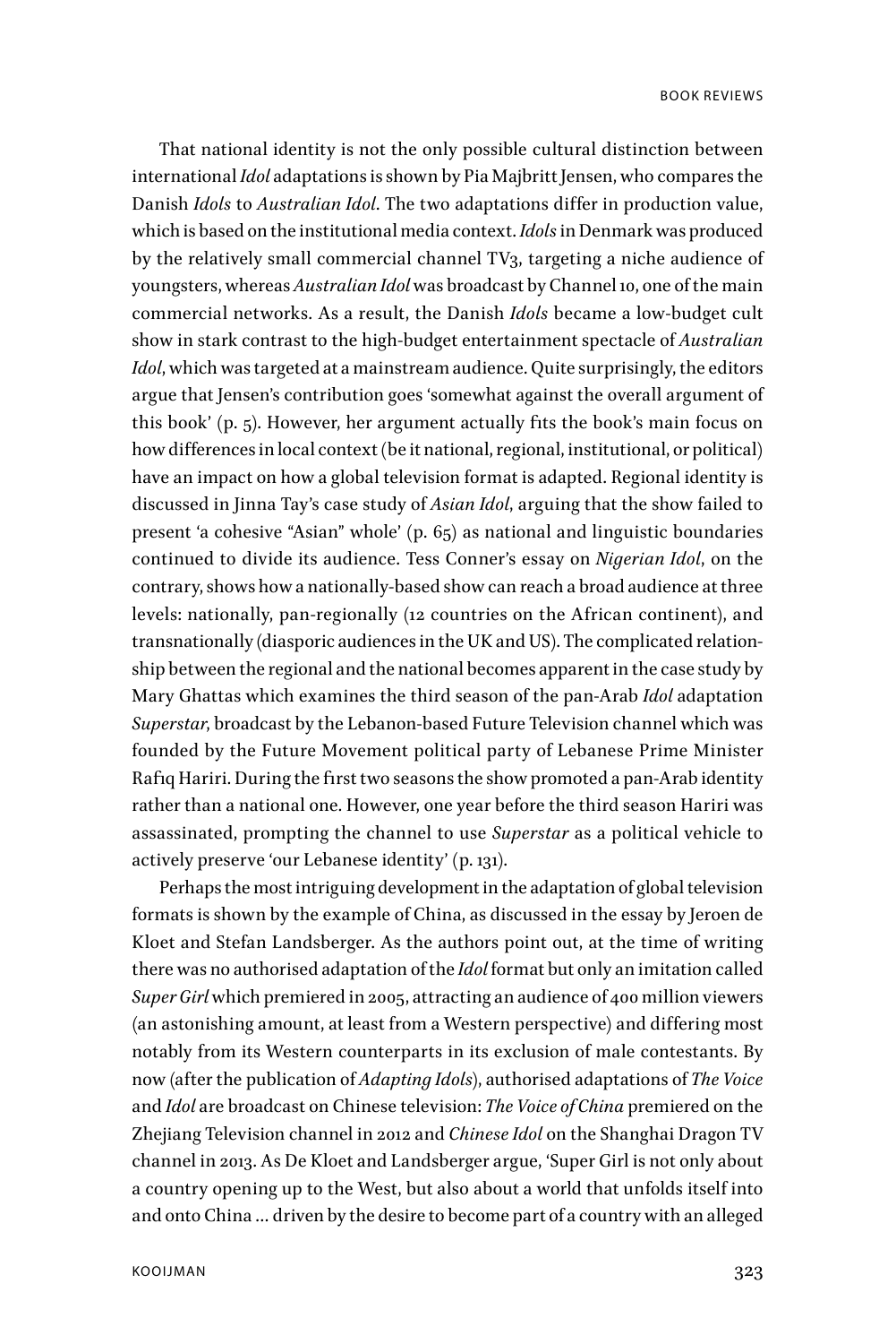That national identity is not the only possible cultural distinction between international *Idol* adaptations is shown by Pia Majbritt Jensen, who compares the Danish *Idols* to *Australian Idol*. The two adaptations differ in production value, which is based on the institutional media context. *Idols* in Denmark was produced by the relatively small commercial channel TV3, targeting a niche audience of youngsters, whereas *Australian Idol* was broadcast by Channel 10, one of the main commercial networks. As a result, the Danish *Idols* became a low-budget cult show in stark contrast to the high-budget entertainment spectacle of *Australian Idol*, which was targeted at a mainstream audience. Quite surprisingly, the editors argue that Jensen's contribution goes 'somewhat against the overall argument of this book' (p. 5). However, her argument actually fits the book's main focus on how differences in local context (be it national, regional, institutional, or political) have an impact on how a global television format is adapted. Regional identity is discussed in Jinna Tay's case study of *Asian Idol*, arguing that the show failed to present 'a cohesive "Asian" whole' (p. 65) as national and linguistic boundaries continued to divide its audience. Tess Conner's essay on *Nigerian Idol*, on the contrary, shows how a nationally-based show can reach a broad audience at three levels: nationally, pan-regionally (12 countries on the African continent), and transnationally (diasporic audiences in the UK and US). The complicated relationship between the regional and the national becomes apparent in the case study by Mary Ghattas which examines the third season of the pan-Arab *Idol* adaptation *Superstar*, broadcast by the Lebanon-based Future Television channel which was founded by the Future Movement political party of Lebanese Prime Minister Rafiq Hariri. During the first two seasons the show promoted a pan-Arab identity rather than a national one. However, one year before the third season Hariri was assassinated, prompting the channel to use *Superstar* as a political vehicle to actively preserve 'our Lebanese identity' (p. 131).

Perhaps the most intriguing development in the adaptation of global television formats is shown by the example of China, as discussed in the essay by Jeroen de Kloet and Stefan Landsberger. As the authors point out, at the time of writing there was no authorised adaptation of the *Idol* format but only an imitation called *Super Girl* which premiered in 2005, attracting an audience of 400 million viewers (an astonishing amount, at least from a Western perspective) and differing most notably from its Western counterparts in its exclusion of male contestants. By now (after the publication of *Adapting Idols*), authorised adaptations of *The Voice* and *Idol* are broadcast on Chinese television: *The Voice of China* premiered on the Zhejiang Television channel in 2012 and *Chinese Idol* on the Shanghai Dragon TV channel in 2013. As De Kloet and Landsberger argue, 'Super Girl is not only about a country opening up to the West, but also about a world that unfolds itself into and onto China … driven by the desire to become part of a country with an alleged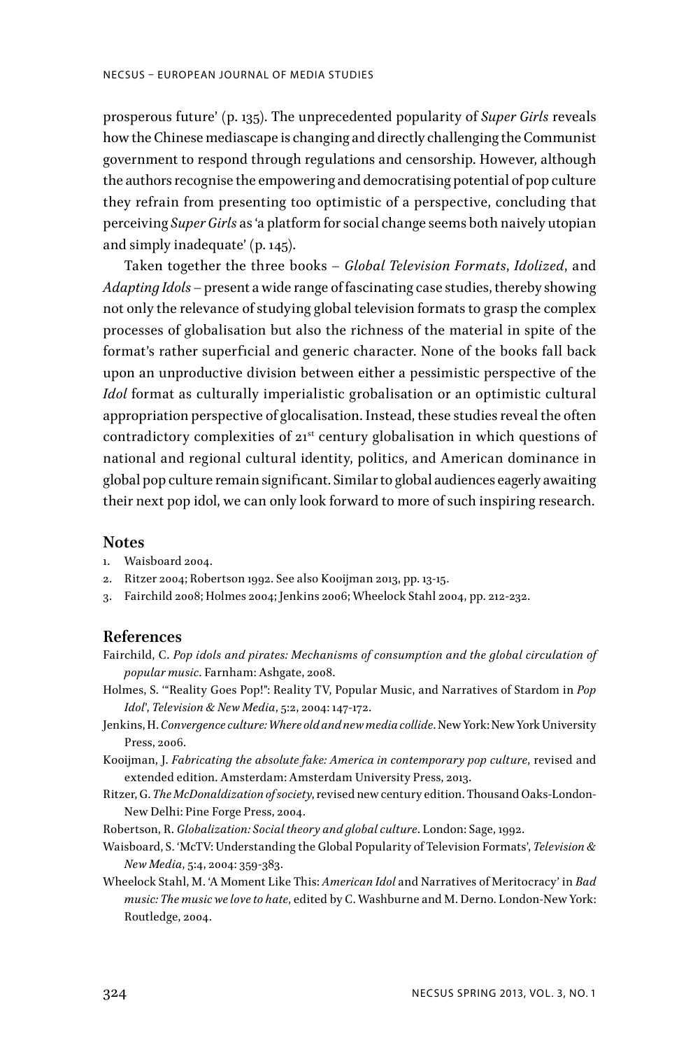prosperous future' (p. 135). The unprecedented popularity of *Super Girls* reveals how the Chinese mediascape is changing and directly challenging the Communist government to respond through regulations and censorship. However, although the authors recognise the empowering and democratising potential of pop culture they refrain from presenting too optimistic of a perspective, concluding that perceiving *Super Girls* as 'a platform for social change seems both naively utopian and simply inadequate' (p. 145).

Taken together the three books – *Global Television Formats*, *Idolized*, and *Adapting Idols* – present a wide range of fascinating case studies, thereby showing not only the relevance of studying global television formats to grasp the complex processes of globalisation but also the richness of the material in spite of the format's rather superficial and generic character. None of the books fall back upon an unproductive division between either a pessimistic perspective of the *Idol* format as culturally imperialistic grobalisation or an optimistic cultural appropriation perspective of glocalisation. Instead, these studies reveal the often contradictory complexities of 21st century globalisation in which questions of national and regional cultural identity, politics, and American dominance in global pop culture remain significant. Similar to global audiences eagerly awaiting their next pop idol, we can only look forward to more of such inspiring research.

## Notes

1. Waisboard 2004.
2. Ritzer 2004; Robertson 1992. See also Kooijman 2013, pp. 13-15.
3. Fairchild 2008; Holmes 2004; Jenkins 2006; Wheelock Stahl 2004, pp. 212-232.

## References

Fairchild, C. *Pop idols and pirates: Mechanisms of consumption and the global circulation of popular music*. Farnham: Ashgate, 2008.

Holmes, S. '"Reality Goes Pop!": Reality TV, Popular Music, and Narratives of Stardom in *Pop Idol*', *Television & New Media*, 5:2, 2004: 147-172.

Jenkins, H. *Convergence culture: Where old and new media collide*. New York: New York University Press, 2006.

Kooijman, J. *Fabricating the absolute fake: America in contemporary pop culture*, revised and extended edition. Amsterdam: Amsterdam University Press, 2013.

Ritzer, G. *The McDonaldization of society*, revised new century edition. Thousand Oaks-London-New Delhi: Pine Forge Press, 2004.

Robertson, R. *Globalization: Social theory and global culture*. London: Sage, 1992.

Waisboard, S. 'McTV: Understanding the Global Popularity of Television Formats', *Television & New Media*, 5:4, 2004: 359-383.

Wheelock Stahl, M. 'A Moment Like This: *American Idol* and Narratives of Meritocracy' in *Bad music: The music we love to hate*, edited by C. Washburne and M. Derno. London-New York: Routledge, 2004.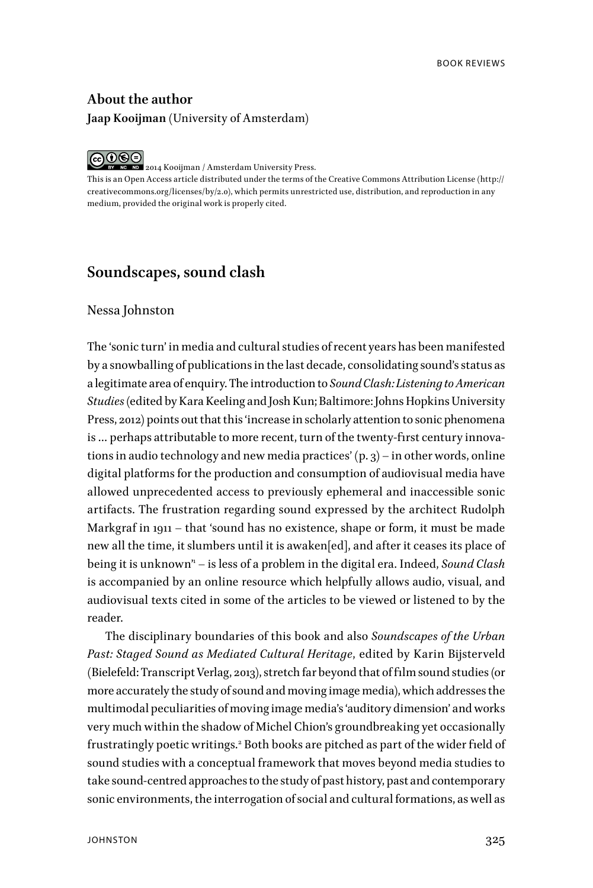## About the author

**Jaap Kooijman** (University of Amsterdam)

2014 Kooijman / Amsterdam University Press.

This is an Open Access article distributed under the terms of the Creative Commons Attribution License (http://creativecommons.org/licenses/by/2.0), which permits unrestricted use, distribution, and reproduction in any medium, provided the original work is properly cited.

## Soundscapes, sound clash

Nessa Johnston

The 'sonic turn' in media and cultural studies of recent years has been manifested by a snowballing of publications in the last decade, consolidating sound's status as a legitimate area of enquiry. The introduction to *Sound Clash: Listening to American Studies* (edited by Kara Keeling and Josh Kun; Baltimore: Johns Hopkins University Press, 2012) points out that this 'increase in scholarly attention to sonic phenomena is … perhaps attributable to more recent, turn of the twenty-first century innovations in audio technology and new media practices' (p. 3) – in other words, online digital platforms for the production and consumption of audiovisual media have allowed unprecedented access to previously ephemeral and inaccessible sonic artifacts. The frustration regarding sound expressed by the architect Rudolph Markgraf in 1911 – that 'sound has no existence, shape or form, it must be made new all the time, it slumbers until it is awaken[ed], and after it ceases its place of being it is unknown'[1] – is less of a problem in the digital era. Indeed, *Sound Clash* is accompanied by an online resource which helpfully allows audio, visual, and audiovisual texts cited in some of the articles to be viewed or listened to by the reader.

The disciplinary boundaries of this book and also *Soundscapes of the Urban Past: Staged Sound as Mediated Cultural Heritage*, edited by Karin Bijsterveld (Bielefeld: Transcript Verlag, 2013), stretch far beyond that of film sound studies (or more accurately the study of sound and moving image media), which addresses the multimodal peculiarities of moving image media's 'auditory dimension' and works very much within the shadow of Michel Chion's groundbreaking yet occasionally frustratingly poetic writings.[2] Both books are pitched as part of the wider field of sound studies with a conceptual framework that moves beyond media studies to take sound-centred approaches to the study of past history, past and contemporary sonic environments, the interrogation of social and cultural formations, as well as